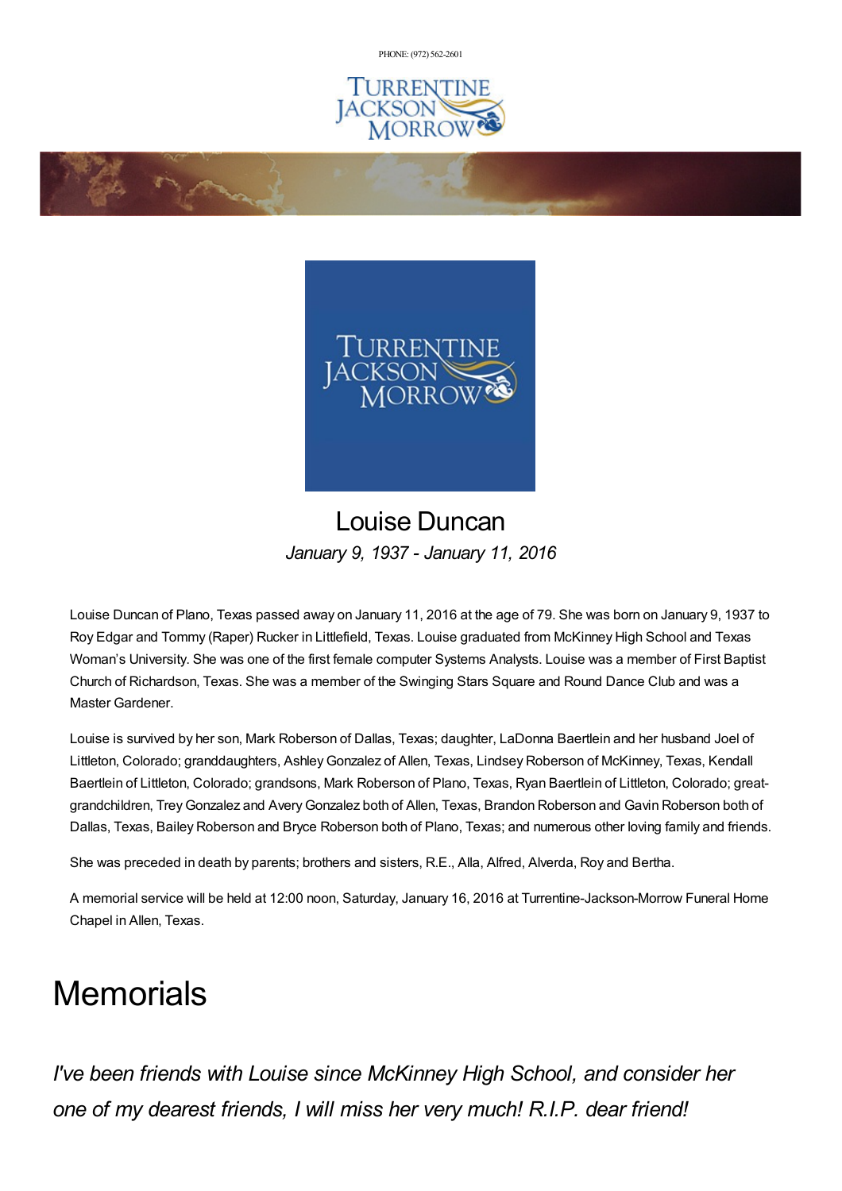PHONE: (972) 562-2601

# Louise Duncan

*January 9, 1937 - January 11, 2016*

Louise Duncan of Plano, Texas passed away on January 11, 2016 at the age of 79. She was born on January 9, 1937 to Roy Edgar and Tommy (Raper) Rucker in Littlefield, Texas. Louise graduated from McKinney High School and Texas Woman's University. She was one of the first female computer Systems Analysts. Louise was a member of First Baptist Church of Richardson, Texas. She was a member of the Swinging Stars Square and Round Dance Club and was a Master Gardener.

Louise is survived by her son, Mark Roberson of Dallas, Texas; daughter, LaDonna Baertlein and her husband Joel of Littleton, Colorado; granddaughters, Ashley Gonzalez of Allen, Texas, Lindsey Roberson of McKinney, Texas, Kendall Baertlein of Littleton, Colorado; grandsons, Mark Roberson of Plano, Texas, Ryan Baertlein of Littleton, Colorado; great-grandchildren, Trey Gonzalez and Avery Gonzalez both of Allen, Texas, Brandon Roberson and Gavin Roberson both of Dallas, Texas, Bailey Roberson and Bryce Roberson both of Plano, Texas; and numerous other loving family and friends.

She was preceded in death by parents; brothers and sisters, R.E., Alla, Alfred, Alverda, Roy and Bertha.

A memorial service will be held at 12:00 noon, Saturday, January 16, 2016 at Turrentine-Jackson-Morrow Funeral Home Chapel in Allen, Texas.

# Memorials

*I've been friends with Louise since McKinney High School, and consider her one of my dearest friends, I will miss her very much! R.I.P. dear friend!*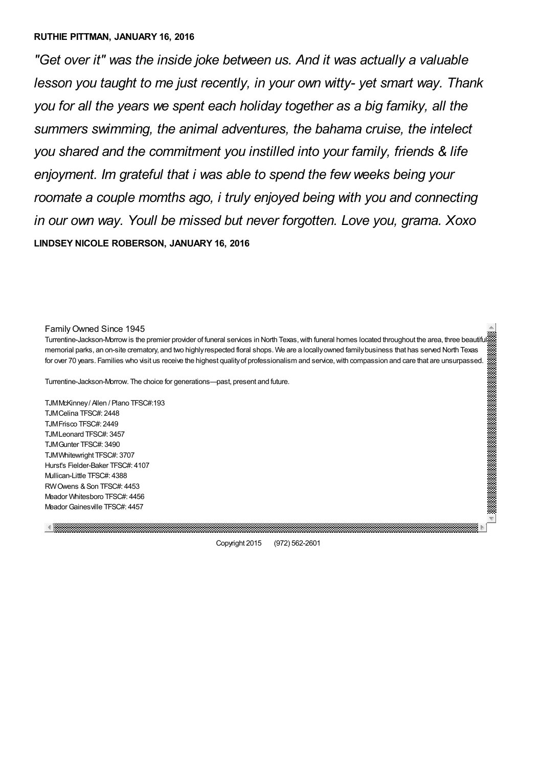**RUTHIE PITTMAN, JANUARY 16, 2016**

*"Get over it" was the inside joke between us. And it was actually a valuable lesson you taught to me just recently, in your own witty- yet smart way. Thank you for all the years we spent each holiday together as a big famiky, all the summers swimming, the animal adventures, the bahama cruise, the intelect you shared and the commitment you instilled into your family, friends & life enjoyment. Im grateful that i was able to spend the few weeks being your roomate a couple momths ago, i truly enjoyed being with you and connecting in our own way. Youll be missed but never forgotten. Love you, grama. Xoxo*

**LINDSEY NICOLE ROBERSON, JANUARY 16, 2016**

Family Owned Since 1945

Turrentine-Jackson-Morrow is the premier provider of funeral services in North Texas, with funeral homes located throughout the area, three beautiful memorial parks, an on-site crematory, and two highly respected floral shops. We are a locally owned family business that has served North Texas for over 70 years. Families who visit us receive the highest quality of professionalism and service, with compassion and care that are unsurpassed.

Turrentine-Jackson-Morrow. The choice for generations—past, present and future.

TJM McKinney / Allen / Plano TFSC#:193
TJM Celina TFSC#: 2448
TJM Frisco TFSC#: 2449
TJM Leonard TFSC#: 3457
TJM Gunter TFSC#: 3490
TJM Whitewright TFSC#: 3707
Hurst's Fielder-Baker TFSC#: 4107
Mullican-Little TFSC#: 4388
RW Owens & Son TFSC#: 4453
Meador Whitesboro TFSC#: 4456
Meador Gainesville TFSC#: 4457

Copyright 2015 (972) 562-2601